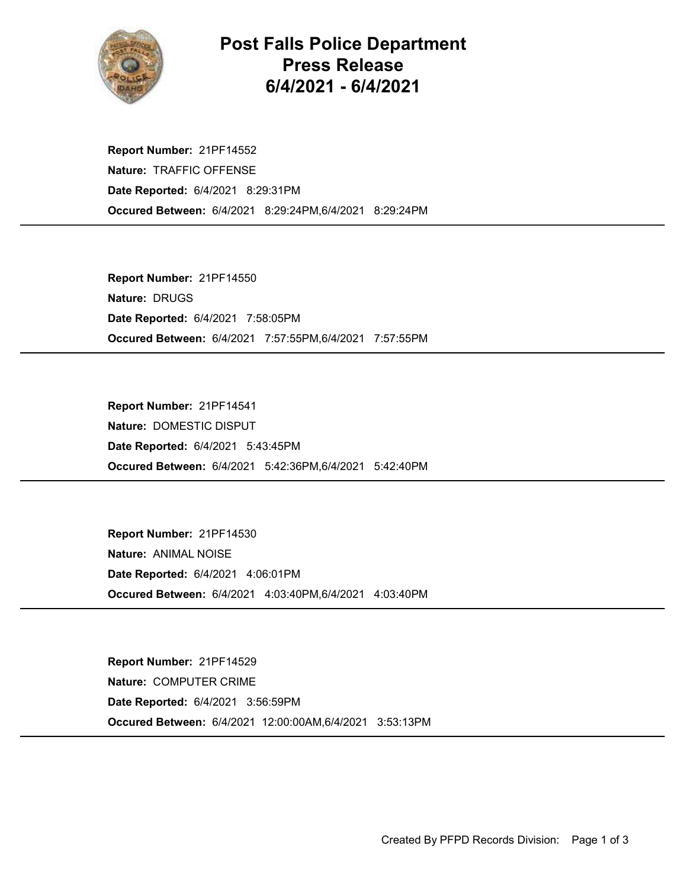# Post Falls Police Department
# Press Release
# 6/4/2021 - 6/4/2021

**Report Number:** 21PF14552
**Nature:** TRAFFIC OFFENSE
**Date Reported:** 6/4/2021 8:29:31PM
**Occured Between:** 6/4/2021 8:29:24PM,6/4/2021 8:29:24PM

---

**Report Number:** 21PF14550
**Nature:** DRUGS
**Date Reported:** 6/4/2021 7:58:05PM
**Occured Between:** 6/4/2021 7:57:55PM,6/4/2021 7:57:55PM

---

**Report Number:** 21PF14541
**Nature:** DOMESTIC DISPUT
**Date Reported:** 6/4/2021 5:43:45PM
**Occured Between:** 6/4/2021 5:42:36PM,6/4/2021 5:42:40PM

---

**Report Number:** 21PF14530
**Nature:** ANIMAL NOISE
**Date Reported:** 6/4/2021 4:06:01PM
**Occured Between:** 6/4/2021 4:03:40PM,6/4/2021 4:03:40PM

---

**Report Number:** 21PF14529
**Nature:** COMPUTER CRIME
**Date Reported:** 6/4/2021 3:56:59PM
**Occured Between:** 6/4/2021 12:00:00AM,6/4/2021 3:53:13PM

---

Created By PFPD Records Division: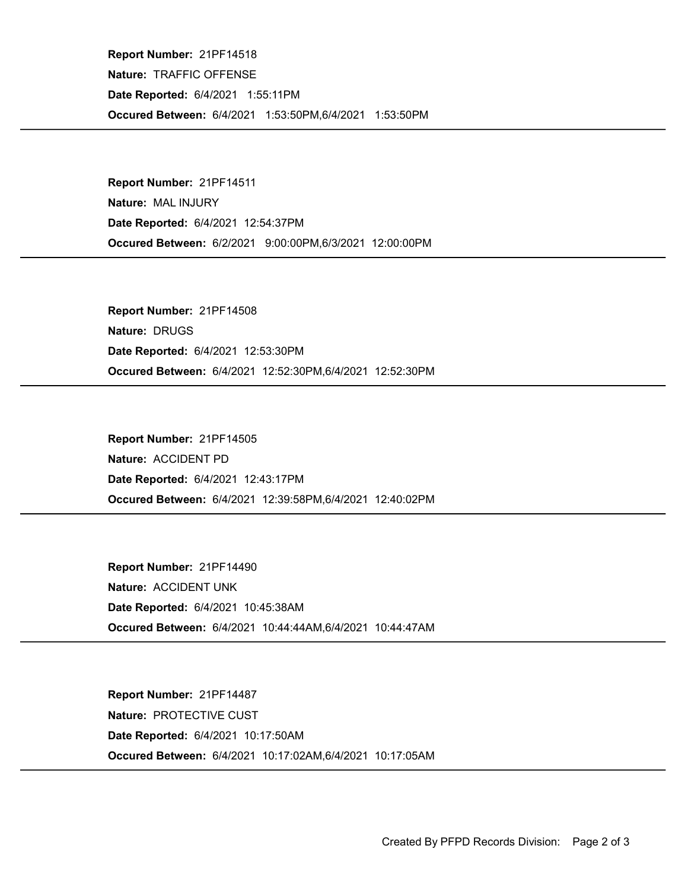**Report Number:** 21PF14518

**Nature:** TRAFFIC OFFENSE

**Date Reported:** 6/4/2021 1:55:11PM

**Occured Between:** 6/4/2021 1:53:50PM,6/4/2021 1:53:50PM

---

**Report Number:** 21PF14511

**Nature:** MAL INJURY

**Date Reported:** 6/4/2021 12:54:37PM

**Occured Between:** 6/2/2021 9:00:00PM,6/3/2021 12:00:00PM

---

**Report Number:** 21PF14508

**Nature:** DRUGS

**Date Reported:** 6/4/2021 12:53:30PM

**Occured Between:** 6/4/2021 12:52:30PM,6/4/2021 12:52:30PM

---

**Report Number:** 21PF14505

**Nature:** ACCIDENT PD

**Date Reported:** 6/4/2021 12:43:17PM

**Occured Between:** 6/4/2021 12:39:58PM,6/4/2021 12:40:02PM

---

**Report Number:** 21PF14490

**Nature:** ACCIDENT UNK

**Date Reported:** 6/4/2021 10:45:38AM

**Occured Between:** 6/4/2021 10:44:44AM,6/4/2021 10:44:47AM

---

**Report Number:** 21PF14487

**Nature:** PROTECTIVE CUST

**Date Reported:** 6/4/2021 10:17:50AM

**Occured Between:** 6/4/2021 10:17:02AM,6/4/2021 10:17:05AM

---

Created By PFPD Records Division: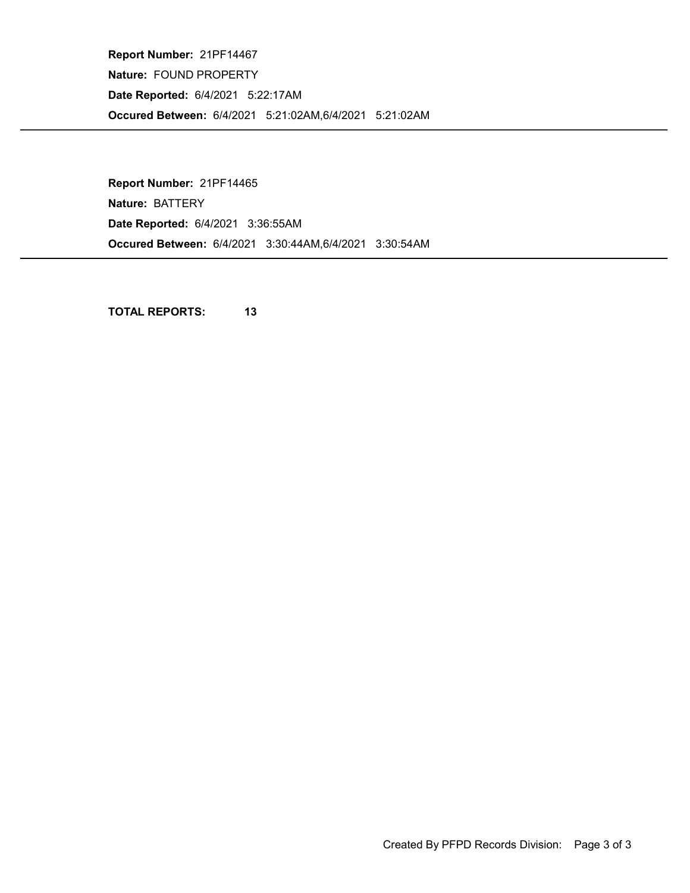**Report Number:** 21PF14467

**Nature:** FOUND PROPERTY

**Date Reported:** 6/4/2021 5:22:17AM

**Occured Between:** 6/4/2021 5:21:02AM,6/4/2021 5:21:02AM

---

**Report Number:** 21PF14465

**Nature:** BATTERY

**Date Reported:** 6/4/2021 3:36:55AM

**Occured Between:** 6/4/2021 3:30:44AM,6/4/2021 3:30:54AM

---

**TOTAL REPORTS: 13**

Created By PFPD Records Division: